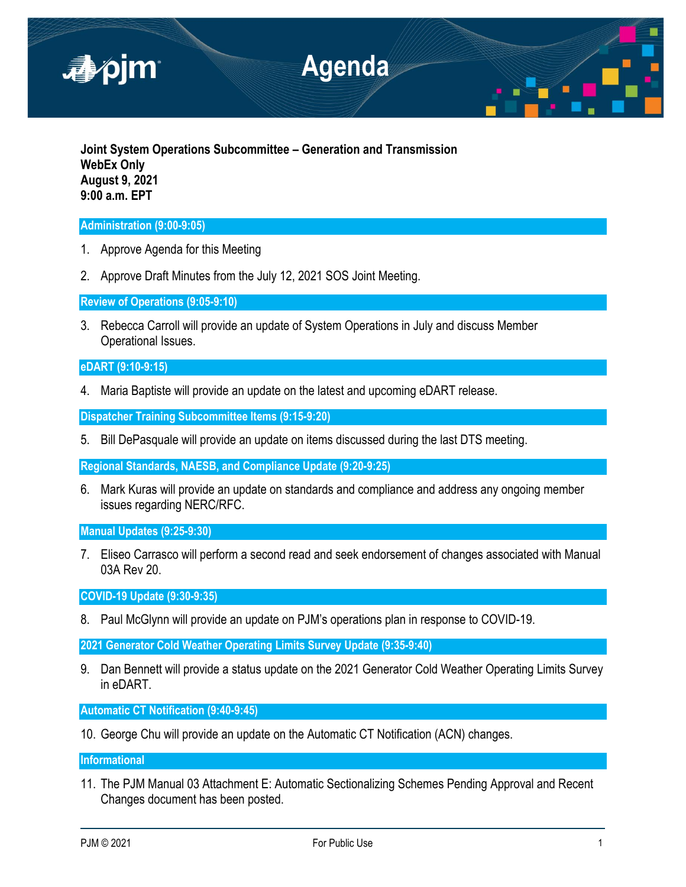# Agenda

**Joint System Operations Subcommittee – Generation and Transmission**
**WebEx Only**
**August 9, 2021**
**9:00 a.m. EPT**

## Administration (9:00-9:05)

1. Approve Agenda for this Meeting
2. Approve Draft Minutes from the July 12, 2021 SOS Joint Meeting.

## Review of Operations (9:05-9:10)

3. Rebecca Carroll will provide an update of System Operations in July and discuss Member Operational Issues.

## eDART (9:10-9:15)

4. Maria Baptiste will provide an update on the latest and upcoming eDART release.

## Dispatcher Training Subcommittee Items (9:15-9:20)

5. Bill DePasquale will provide an update on items discussed during the last DTS meeting.

## Regional Standards, NAESB, and Compliance Update (9:20-9:25)

6. Mark Kuras will provide an update on standards and compliance and address any ongoing member issues regarding NERC/RFC.

## Manual Updates (9:25-9:30)

7. Eliseo Carrasco will perform a second read and seek endorsement of changes associated with Manual 03A Rev 20.

## COVID-19 Update (9:30-9:35)

8. Paul McGlynn will provide an update on PJM's operations plan in response to COVID-19.

## 2021 Generator Cold Weather Operating Limits Survey Update (9:35-9:40)

9. Dan Bennett will provide a status update on the 2021 Generator Cold Weather Operating Limits Survey in eDART.

## Automatic CT Notification (9:40-9:45)

10. George Chu will provide an update on the Automatic CT Notification (ACN) changes.

## Informational

11. The PJM Manual 03 Attachment E: Automatic Sectionalizing Schemes Pending Approval and Recent Changes document has been posted.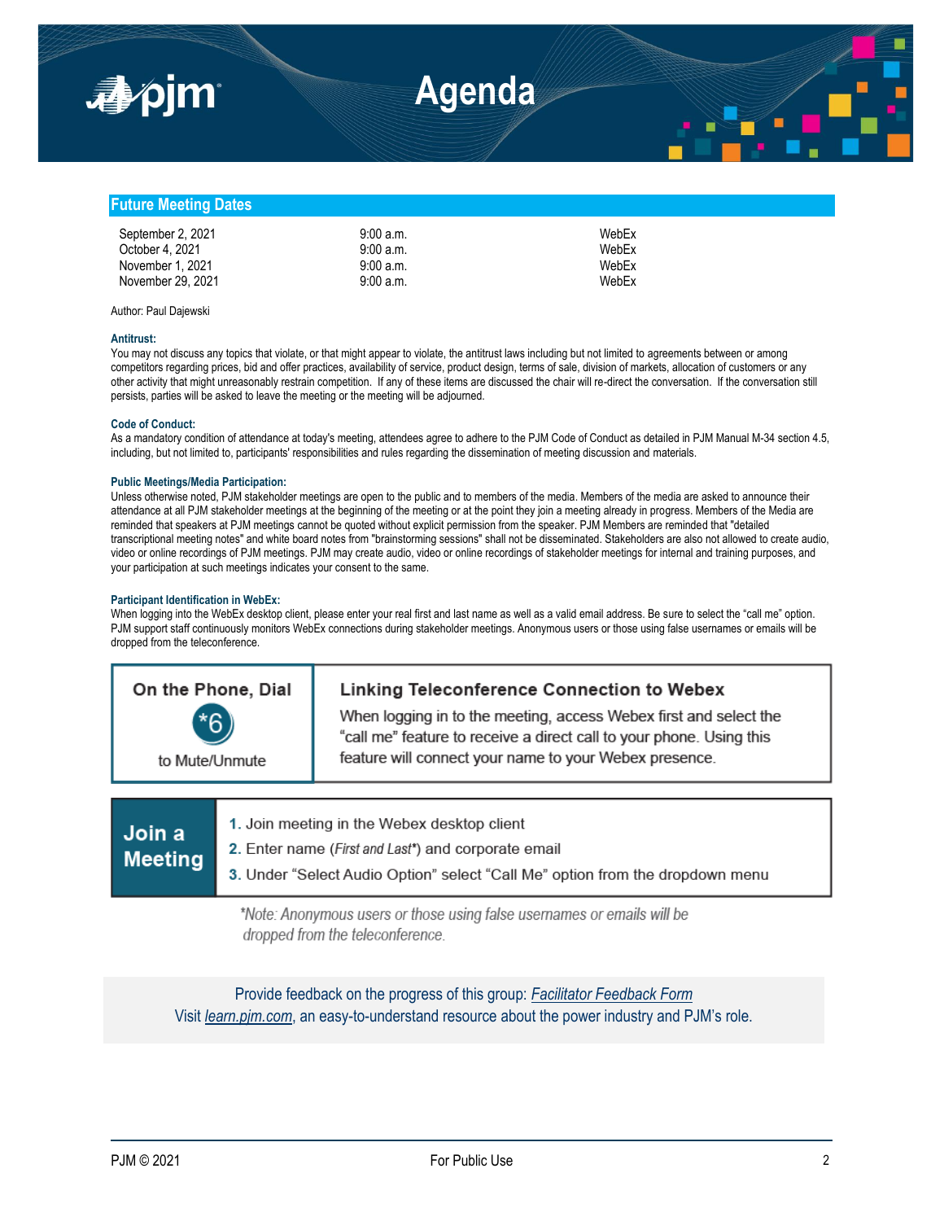# Agenda

## Future Meeting Dates

| | | |
|---|---|---|
| September 2, 2021 | 9:00 a.m. | WebEx |
| October 4, 2021 | 9:00 a.m. | WebEx |
| November 1, 2021 | 9:00 a.m. | WebEx |
| November 29, 2021 | 9:00 a.m. | WebEx |

Author: Paul Dajewski

**Antitrust:**
You may not discuss any topics that violate, or that might appear to violate, the antitrust laws including but not limited to agreements between or among competitors regarding prices, bid and offer practices, availability of service, product design, terms of sale, division of markets, allocation of customers or any other activity that might unreasonably restrain competition. If any of these items are discussed the chair will re-direct the conversation. If the conversation still persists, parties will be asked to leave the meeting or the meeting will be adjourned.

**Code of Conduct:**
As a mandatory condition of attendance at today's meeting, attendees agree to adhere to the PJM Code of Conduct as detailed in PJM Manual M-34 section 4.5, including, but not limited to, participants' responsibilities and rules regarding the dissemination of meeting discussion and materials.

**Public Meetings/Media Participation:**
Unless otherwise noted, PJM stakeholder meetings are open to the public and to members of the media. Members of the media are asked to announce their attendance at all PJM stakeholder meetings at the beginning of the meeting or at the point they join a meeting already in progress. Members of the Media are reminded that speakers at PJM meetings cannot be quoted without explicit permission from the speaker. PJM Members are reminded that "detailed transcriptional meeting notes" and white board notes from "brainstorming sessions" shall not be disseminated. Stakeholders are also not allowed to create audio, video or online recordings of PJM meetings. PJM may create audio, video or online recordings of stakeholder meetings for internal and training purposes, and your participation at such meetings indicates your consent to the same.

**Participant Identification in WebEx:**
When logging into the WebEx desktop client, please enter your real first and last name as well as a valid email address. Be sure to select the "call me" option. PJM support staff continuously monitors WebEx connections during stakeholder meetings. Anonymous users or those using false usernames or emails will be dropped from the teleconference.

**On the Phone, Dial**
*6
to Mute/Unmute

**Linking Teleconference Connection to Webex**
When logging in to the meeting, access Webex first and select the "call me" feature to receive a direct call to your phone. Using this feature will connect your name to your Webex presence.

**Join a Meeting**

1. Join meeting in the Webex desktop client
2. Enter name (*First and Last**) and corporate email
3. Under "Select Audio Option" select "Call Me" option from the dropdown menu

*\*Note: Anonymous users or those using false usernames or emails will be dropped from the teleconference.*

Provide feedback on the progress of this group: *Facilitator Feedback Form*
Visit *learn.pjm.com*, an easy-to-understand resource about the power industry and PJM's role.

PJM © 2021 For Public Use